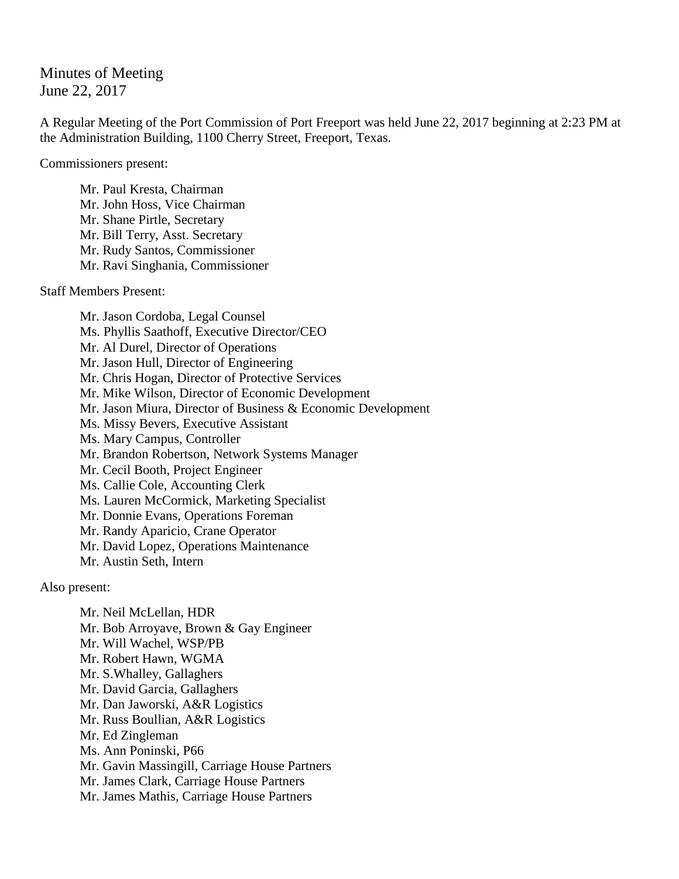Minutes of Meeting
June 22, 2017

A Regular Meeting of the Port Commission of Port Freeport was held June 22, 2017 beginning at 2:23 PM at the Administration Building, 1100 Cherry Street, Freeport, Texas.

Commissioners present:

Mr. Paul Kresta, Chairman
Mr. John Hoss, Vice Chairman
Mr. Shane Pirtle, Secretary
Mr. Bill Terry, Asst. Secretary
Mr. Rudy Santos, Commissioner
Mr. Ravi Singhania, Commissioner

Staff Members Present:

Mr. Jason Cordoba, Legal Counsel
Ms. Phyllis Saathoff, Executive Director/CEO
Mr. Al Durel, Director of Operations
Mr. Jason Hull, Director of Engineering
Mr. Chris Hogan, Director of Protective Services
Mr. Mike Wilson, Director of Economic Development
Mr. Jason Miura, Director of Business & Economic Development
Ms. Missy Bevers, Executive Assistant
Ms. Mary Campus, Controller
Mr. Brandon Robertson, Network Systems Manager
Mr. Cecil Booth, Project Engineer
Ms. Callie Cole, Accounting Clerk
Ms. Lauren McCormick, Marketing Specialist
Mr. Donnie Evans, Operations Foreman
Mr. Randy Aparicio, Crane Operator
Mr. David Lopez, Operations Maintenance
Mr. Austin Seth, Intern

Also present:

Mr. Neil McLellan, HDR
Mr. Bob Arroyave, Brown & Gay Engineer
Mr. Will Wachel, WSP/PB
Mr. Robert Hawn, WGMA
Mr. S.Whalley, Gallaghers
Mr. David Garcia, Gallaghers
Mr. Dan Jaworski, A&R Logistics
Mr. Russ Boullian, A&R Logistics
Mr. Ed Zingleman
Ms. Ann Poninski, P66
Mr. Gavin Massingill, Carriage House Partners
Mr. James Clark, Carriage House Partners
Mr. James Mathis, Carriage House Partners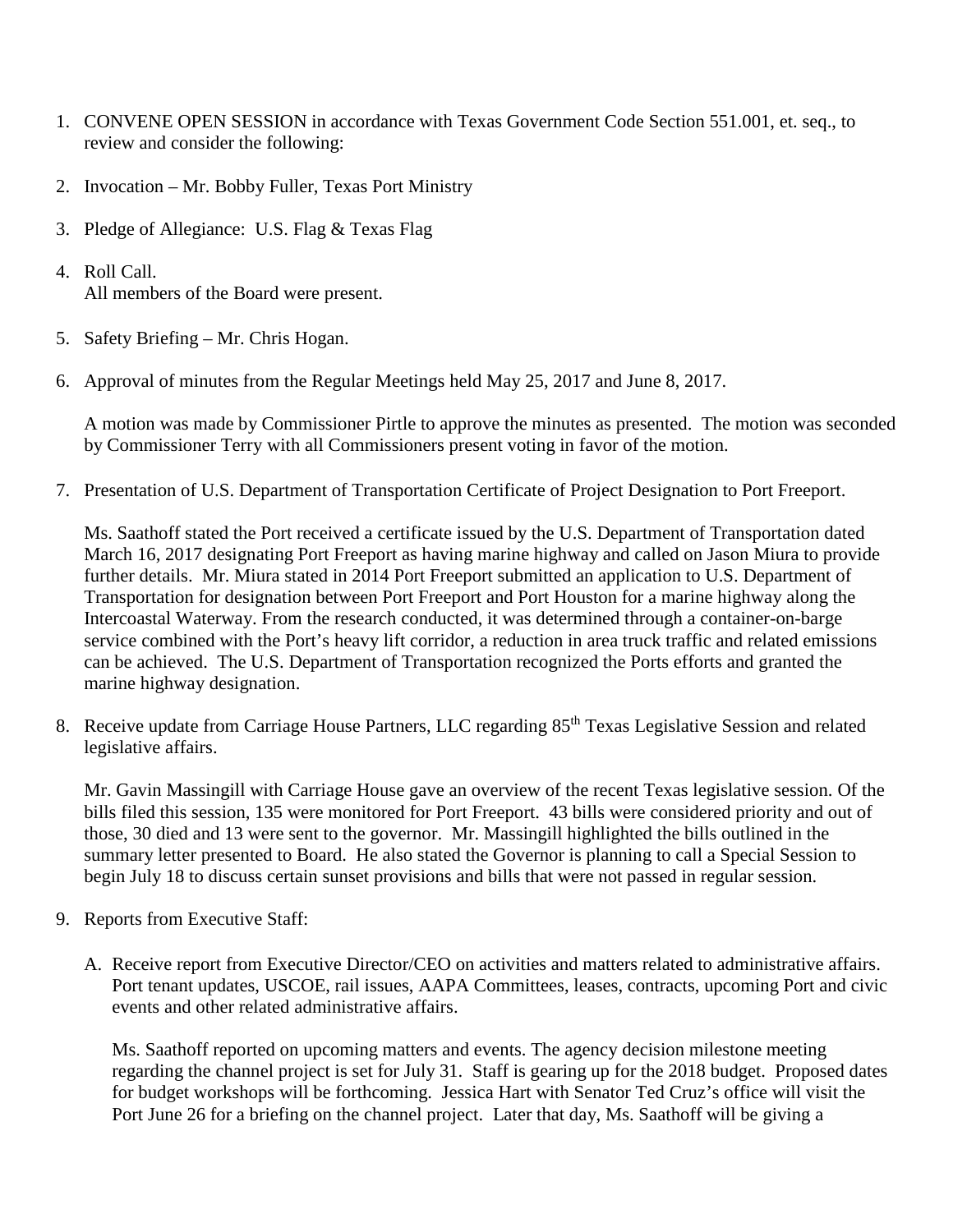1. CONVENE OPEN SESSION in accordance with Texas Government Code Section 551.001, et. seq., to review and consider the following:

2. Invocation – Mr. Bobby Fuller, Texas Port Ministry

3. Pledge of Allegiance: U.S. Flag & Texas Flag

4. Roll Call.
   All members of the Board were present.

5. Safety Briefing – Mr. Chris Hogan.

6. Approval of minutes from the Regular Meetings held May 25, 2017 and June 8, 2017.

   A motion was made by Commissioner Pirtle to approve the minutes as presented. The motion was seconded by Commissioner Terry with all Commissioners present voting in favor of the motion.

7. Presentation of U.S. Department of Transportation Certificate of Project Designation to Port Freeport.

   Ms. Saathoff stated the Port received a certificate issued by the U.S. Department of Transportation dated March 16, 2017 designating Port Freeport as having marine highway and called on Jason Miura to provide further details. Mr. Miura stated in 2014 Port Freeport submitted an application to U.S. Department of Transportation for designation between Port Freeport and Port Houston for a marine highway along the Intercoastal Waterway. From the research conducted, it was determined through a container-on-barge service combined with the Port's heavy lift corridor, a reduction in area truck traffic and related emissions can be achieved. The U.S. Department of Transportation recognized the Ports efforts and granted the marine highway designation.

8. Receive update from Carriage House Partners, LLC regarding 85th Texas Legislative Session and related legislative affairs.

   Mr. Gavin Massingill with Carriage House gave an overview of the recent Texas legislative session. Of the bills filed this session, 135 were monitored for Port Freeport. 43 bills were considered priority and out of those, 30 died and 13 were sent to the governor. Mr. Massingill highlighted the bills outlined in the summary letter presented to Board. He also stated the Governor is planning to call a Special Session to begin July 18 to discuss certain sunset provisions and bills that were not passed in regular session.

9. Reports from Executive Staff:

   A. Receive report from Executive Director/CEO on activities and matters related to administrative affairs. Port tenant updates, USCOE, rail issues, AAPA Committees, leases, contracts, upcoming Port and civic events and other related administrative affairs.

      Ms. Saathoff reported on upcoming matters and events. The agency decision milestone meeting regarding the channel project is set for July 31. Staff is gearing up for the 2018 budget. Proposed dates for budget workshops will be forthcoming. Jessica Hart with Senator Ted Cruz's office will visit the Port June 26 for a briefing on the channel project. Later that day, Ms. Saathoff will be giving a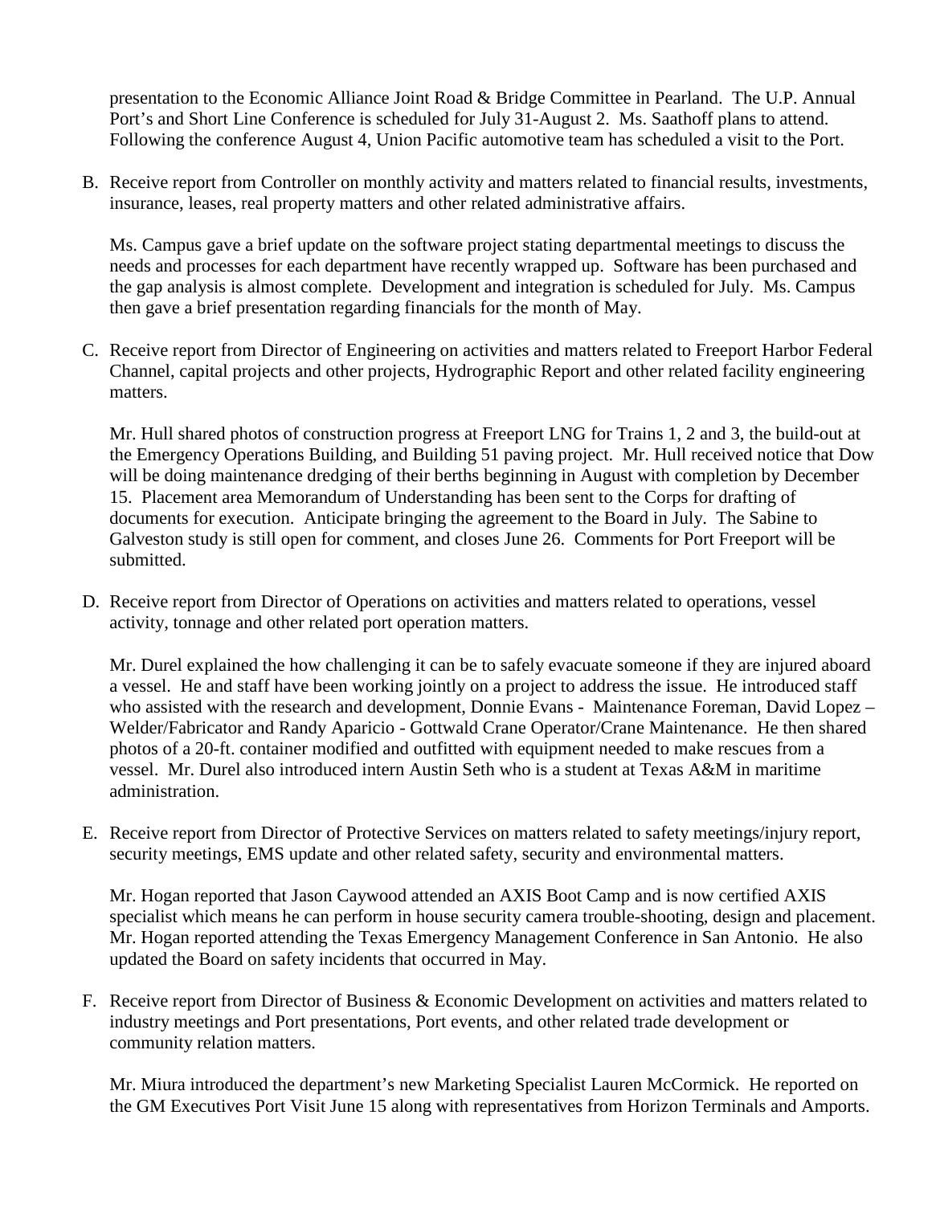presentation to the Economic Alliance Joint Road & Bridge Committee in Pearland. The U.P. Annual Port's and Short Line Conference is scheduled for July 31-August 2. Ms. Saathoff plans to attend. Following the conference August 4, Union Pacific automotive team has scheduled a visit to the Port.

B. Receive report from Controller on monthly activity and matters related to financial results, investments, insurance, leases, real property matters and other related administrative affairs.

   Ms. Campus gave a brief update on the software project stating departmental meetings to discuss the needs and processes for each department have recently wrapped up. Software has been purchased and the gap analysis is almost complete. Development and integration is scheduled for July. Ms. Campus then gave a brief presentation regarding financials for the month of May.

C. Receive report from Director of Engineering on activities and matters related to Freeport Harbor Federal Channel, capital projects and other projects, Hydrographic Report and other related facility engineering matters.

   Mr. Hull shared photos of construction progress at Freeport LNG for Trains 1, 2 and 3, the build-out at the Emergency Operations Building, and Building 51 paving project. Mr. Hull received notice that Dow will be doing maintenance dredging of their berths beginning in August with completion by December 15. Placement area Memorandum of Understanding has been sent to the Corps for drafting of documents for execution. Anticipate bringing the agreement to the Board in July. The Sabine to Galveston study is still open for comment, and closes June 26. Comments for Port Freeport will be submitted.

D. Receive report from Director of Operations on activities and matters related to operations, vessel activity, tonnage and other related port operation matters.

   Mr. Durel explained the how challenging it can be to safely evacuate someone if they are injured aboard a vessel. He and staff have been working jointly on a project to address the issue. He introduced staff who assisted with the research and development, Donnie Evans - Maintenance Foreman, David Lopez – Welder/Fabricator and Randy Aparicio - Gottwald Crane Operator/Crane Maintenance. He then shared photos of a 20-ft. container modified and outfitted with equipment needed to make rescues from a vessel. Mr. Durel also introduced intern Austin Seth who is a student at Texas A&M in maritime administration.

E. Receive report from Director of Protective Services on matters related to safety meetings/injury report, security meetings, EMS update and other related safety, security and environmental matters.

   Mr. Hogan reported that Jason Caywood attended an AXIS Boot Camp and is now certified AXIS specialist which means he can perform in house security camera trouble-shooting, design and placement. Mr. Hogan reported attending the Texas Emergency Management Conference in San Antonio. He also updated the Board on safety incidents that occurred in May.

F. Receive report from Director of Business & Economic Development on activities and matters related to industry meetings and Port presentations, Port events, and other related trade development or community relation matters.

   Mr. Miura introduced the department's new Marketing Specialist Lauren McCormick. He reported on the GM Executives Port Visit June 15 along with representatives from Horizon Terminals and Amports.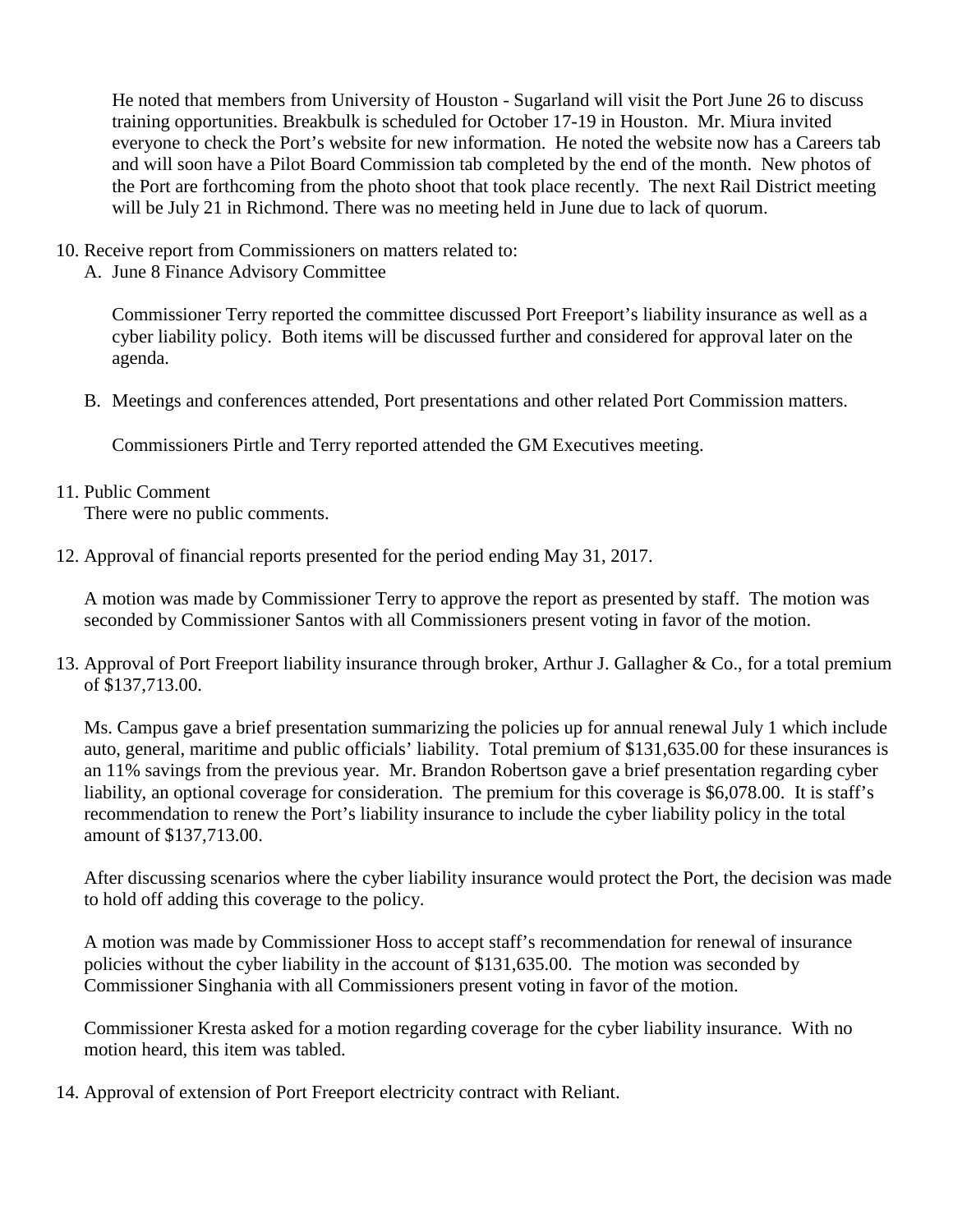He noted that members from University of Houston - Sugarland will visit the Port June 26 to discuss training opportunities. Breakbulk is scheduled for October 17-19 in Houston. Mr. Miura invited everyone to check the Port's website for new information. He noted the website now has a Careers tab and will soon have a Pilot Board Commission tab completed by the end of the month. New photos of the Port are forthcoming from the photo shoot that took place recently. The next Rail District meeting will be July 21 in Richmond. There was no meeting held in June due to lack of quorum.

10. Receive report from Commissioners on matters related to:
    A. June 8 Finance Advisory Committee

       Commissioner Terry reported the committee discussed Port Freeport's liability insurance as well as a cyber liability policy. Both items will be discussed further and considered for approval later on the agenda.

    B. Meetings and conferences attended, Port presentations and other related Port Commission matters.

       Commissioners Pirtle and Terry reported attended the GM Executives meeting.

11. Public Comment
    There were no public comments.

12. Approval of financial reports presented for the period ending May 31, 2017.

    A motion was made by Commissioner Terry to approve the report as presented by staff. The motion was seconded by Commissioner Santos with all Commissioners present voting in favor of the motion.

13. Approval of Port Freeport liability insurance through broker, Arthur J. Gallagher & Co., for a total premium of $137,713.00.

    Ms. Campus gave a brief presentation summarizing the policies up for annual renewal July 1 which include auto, general, maritime and public officials' liability. Total premium of $131,635.00 for these insurances is an 11% savings from the previous year. Mr. Brandon Robertson gave a brief presentation regarding cyber liability, an optional coverage for consideration. The premium for this coverage is $6,078.00. It is staff's recommendation to renew the Port's liability insurance to include the cyber liability policy in the total amount of $137,713.00.

    After discussing scenarios where the cyber liability insurance would protect the Port, the decision was made to hold off adding this coverage to the policy.

    A motion was made by Commissioner Hoss to accept staff's recommendation for renewal of insurance policies without the cyber liability in the account of $131,635.00. The motion was seconded by Commissioner Singhania with all Commissioners present voting in favor of the motion.

    Commissioner Kresta asked for a motion regarding coverage for the cyber liability insurance. With no motion heard, this item was tabled.

14. Approval of extension of Port Freeport electricity contract with Reliant.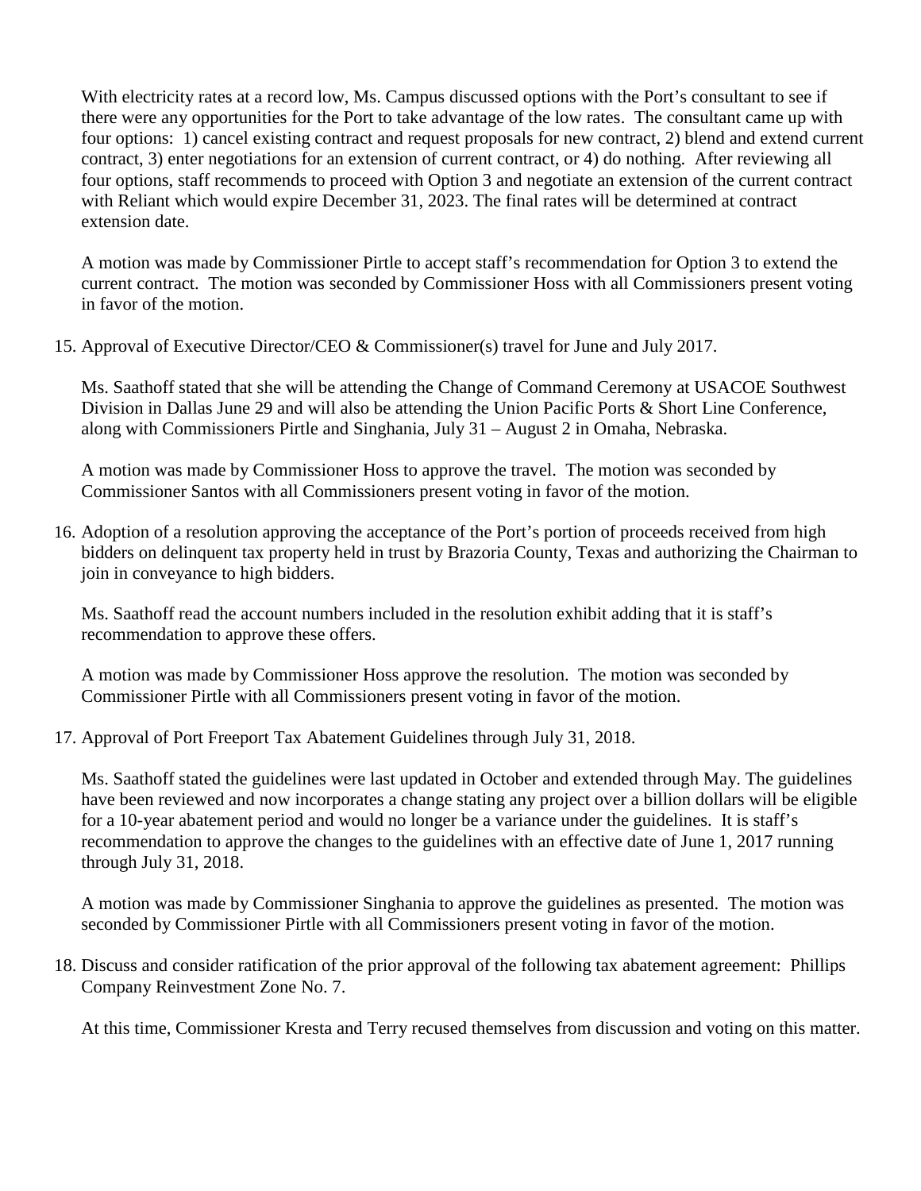With electricity rates at a record low, Ms. Campus discussed options with the Port's consultant to see if there were any opportunities for the Port to take advantage of the low rates. The consultant came up with four options: 1) cancel existing contract and request proposals for new contract, 2) blend and extend current contract, 3) enter negotiations for an extension of current contract, or 4) do nothing. After reviewing all four options, staff recommends to proceed with Option 3 and negotiate an extension of the current contract with Reliant which would expire December 31, 2023. The final rates will be determined at contract extension date.

A motion was made by Commissioner Pirtle to accept staff's recommendation for Option 3 to extend the current contract. The motion was seconded by Commissioner Hoss with all Commissioners present voting in favor of the motion.

15. Approval of Executive Director/CEO & Commissioner(s) travel for June and July 2017.

    Ms. Saathoff stated that she will be attending the Change of Command Ceremony at USACOE Southwest Division in Dallas June 29 and will also be attending the Union Pacific Ports & Short Line Conference, along with Commissioners Pirtle and Singhania, July 31 – August 2 in Omaha, Nebraska.

    A motion was made by Commissioner Hoss to approve the travel. The motion was seconded by Commissioner Santos with all Commissioners present voting in favor of the motion.

16. Adoption of a resolution approving the acceptance of the Port's portion of proceeds received from high bidders on delinquent tax property held in trust by Brazoria County, Texas and authorizing the Chairman to join in conveyance to high bidders.

    Ms. Saathoff read the account numbers included in the resolution exhibit adding that it is staff's recommendation to approve these offers.

    A motion was made by Commissioner Hoss approve the resolution. The motion was seconded by Commissioner Pirtle with all Commissioners present voting in favor of the motion.

17. Approval of Port Freeport Tax Abatement Guidelines through July 31, 2018.

    Ms. Saathoff stated the guidelines were last updated in October and extended through May. The guidelines have been reviewed and now incorporates a change stating any project over a billion dollars will be eligible for a 10-year abatement period and would no longer be a variance under the guidelines. It is staff's recommendation to approve the changes to the guidelines with an effective date of June 1, 2017 running through July 31, 2018.

    A motion was made by Commissioner Singhania to approve the guidelines as presented. The motion was seconded by Commissioner Pirtle with all Commissioners present voting in favor of the motion.

18. Discuss and consider ratification of the prior approval of the following tax abatement agreement: Phillips Company Reinvestment Zone No. 7.

    At this time, Commissioner Kresta and Terry recused themselves from discussion and voting on this matter.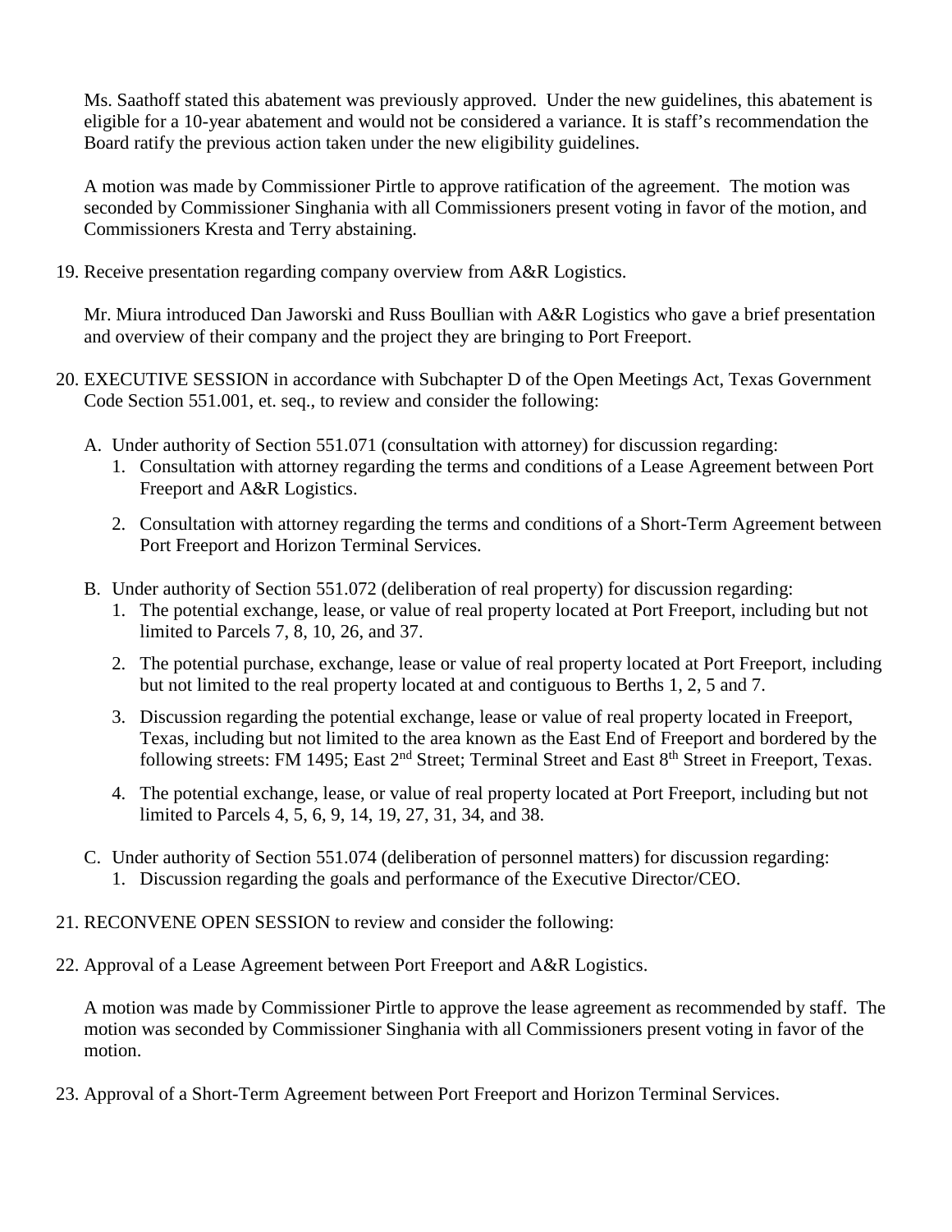Ms. Saathoff stated this abatement was previously approved. Under the new guidelines, this abatement is eligible for a 10-year abatement and would not be considered a variance. It is staff's recommendation the Board ratify the previous action taken under the new eligibility guidelines.

A motion was made by Commissioner Pirtle to approve ratification of the agreement. The motion was seconded by Commissioner Singhania with all Commissioners present voting in favor of the motion, and Commissioners Kresta and Terry abstaining.

19. Receive presentation regarding company overview from A&R Logistics.

    Mr. Miura introduced Dan Jaworski and Russ Boullian with A&R Logistics who gave a brief presentation and overview of their company and the project they are bringing to Port Freeport.

20. EXECUTIVE SESSION in accordance with Subchapter D of the Open Meetings Act, Texas Government Code Section 551.001, et. seq., to review and consider the following:

    A. Under authority of Section 551.071 (consultation with attorney) for discussion regarding:
        1. Consultation with attorney regarding the terms and conditions of a Lease Agreement between Port Freeport and A&R Logistics.
        2. Consultation with attorney regarding the terms and conditions of a Short-Term Agreement between Port Freeport and Horizon Terminal Services.

    B. Under authority of Section 551.072 (deliberation of real property) for discussion regarding:
        1. The potential exchange, lease, or value of real property located at Port Freeport, including but not limited to Parcels 7, 8, 10, 26, and 37.
        2. The potential purchase, exchange, lease or value of real property located at Port Freeport, including but not limited to the real property located at and contiguous to Berths 1, 2, 5 and 7.
        3. Discussion regarding the potential exchange, lease or value of real property located in Freeport, Texas, including but not limited to the area known as the East End of Freeport and bordered by the following streets: FM 1495; East 2nd Street; Terminal Street and East 8th Street in Freeport, Texas.
        4. The potential exchange, lease, or value of real property located at Port Freeport, including but not limited to Parcels 4, 5, 6, 9, 14, 19, 27, 31, 34, and 38.

    C. Under authority of Section 551.074 (deliberation of personnel matters) for discussion regarding:
        1. Discussion regarding the goals and performance of the Executive Director/CEO.

21. RECONVENE OPEN SESSION to review and consider the following:

22. Approval of a Lease Agreement between Port Freeport and A&R Logistics.

    A motion was made by Commissioner Pirtle to approve the lease agreement as recommended by staff. The motion was seconded by Commissioner Singhania with all Commissioners present voting in favor of the motion.

23. Approval of a Short-Term Agreement between Port Freeport and Horizon Terminal Services.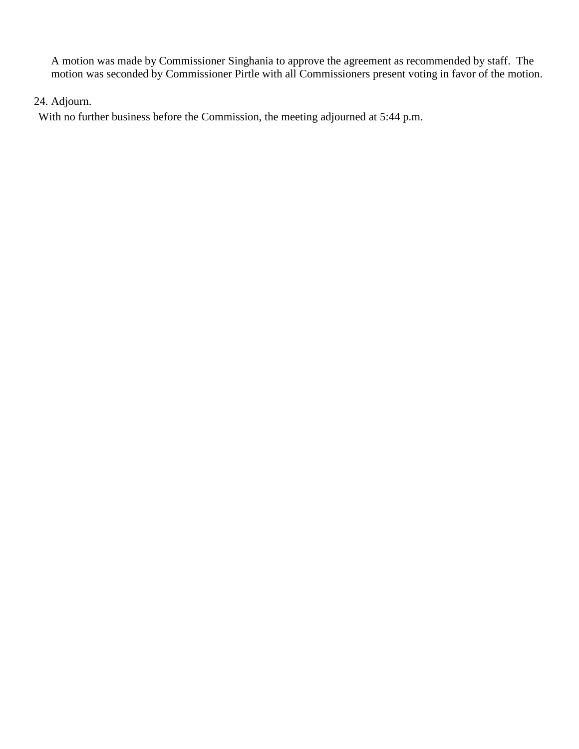A motion was made by Commissioner Singhania to approve the agreement as recommended by staff. The motion was seconded by Commissioner Pirtle with all Commissioners present voting in favor of the motion.

24. Adjourn.

With no further business before the Commission, the meeting adjourned at 5:44 p.m.